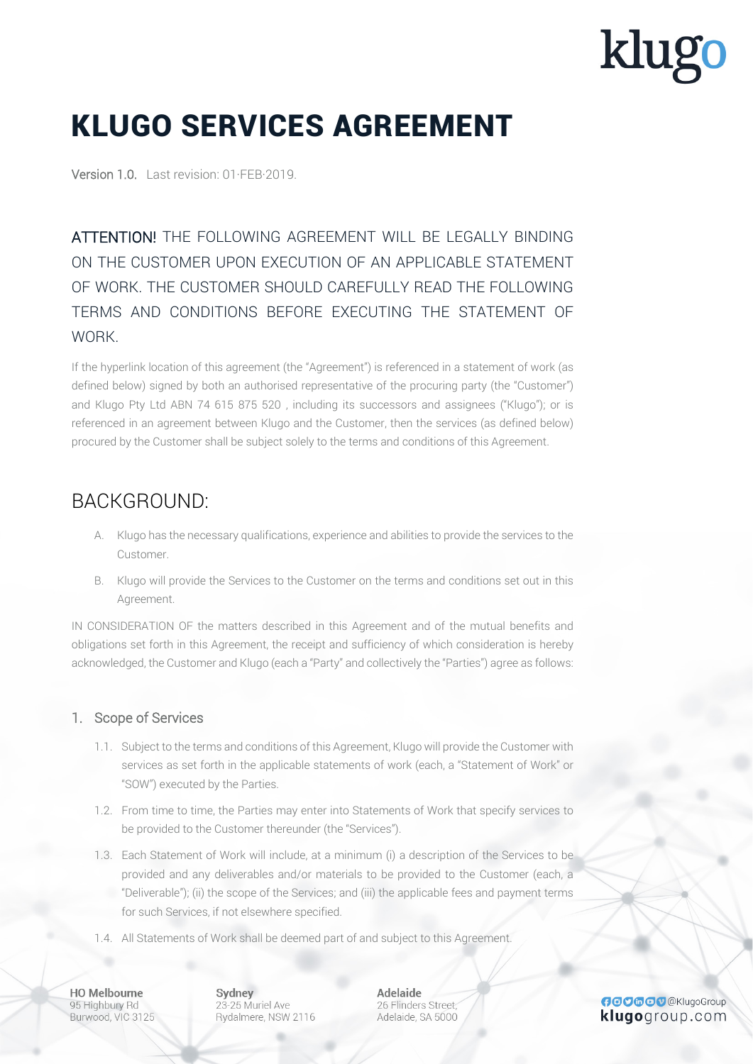# KLUGO SERVICES AGREEMENT

Version 1.0. Last revision: 01·FEB·2019.

ATTENTION! THE FOLLOWING AGREEMENT WILL BE LEGALLY BINDING ON THE CUSTOMER UPON EXECUTION OF AN APPLICABLE STATEMENT OF WORK. THE CUSTOMER SHOULD CAREFULLY READ THE FOLLOWING TERMS AND CONDITIONS BEFORE EXECUTING THE STATEMENT OF WORK.

If the hyperlink location of this agreement (the "Agreement") is referenced in a statement of work (as defined below) signed by both an authorised representative of the procuring party (the "Customer") and Klugo Pty Ltd ABN 74 615 875 520 , including its successors and assignees ("Klugo"); or is referenced in an agreement between Klugo and the Customer, then the services (as defined below) procured by the Customer shall be subject solely to the terms and conditions of this Agreement.

## BACKGROUND:

A. Klugo has the necessary qualifications, experience and abilities to provide the services to the Customer.

B. Klugo will provide the Services to the Customer on the terms and conditions set out in this Agreement.

IN CONSIDERATION OF the matters described in this Agreement and of the mutual benefits and obligations set forth in this Agreement, the receipt and sufficiency of which consideration is hereby acknowledged, the Customer and Klugo (each a "Party" and collectively the "Parties") agree as follows:

### 1. Scope of Services

1.1. Subject to the terms and conditions of this Agreement, Klugo will provide the Customer with services as set forth in the applicable statements of work (each, a "Statement of Work" or "SOW") executed by the Parties.

1.2. From time to time, the Parties may enter into Statements of Work that specify services to be provided to the Customer thereunder (the "Services").

1.3. Each Statement of Work will include, at a minimum (i) a description of the Services to be provided and any deliverables and/or materials to be provided to the Customer (each, a "Deliverable"); (ii) the scope of the Services; and (iii) the applicable fees and payment terms for such Services, if not elsewhere specified.

1.4. All Statements of Work shall be deemed part of and subject to this Agreement.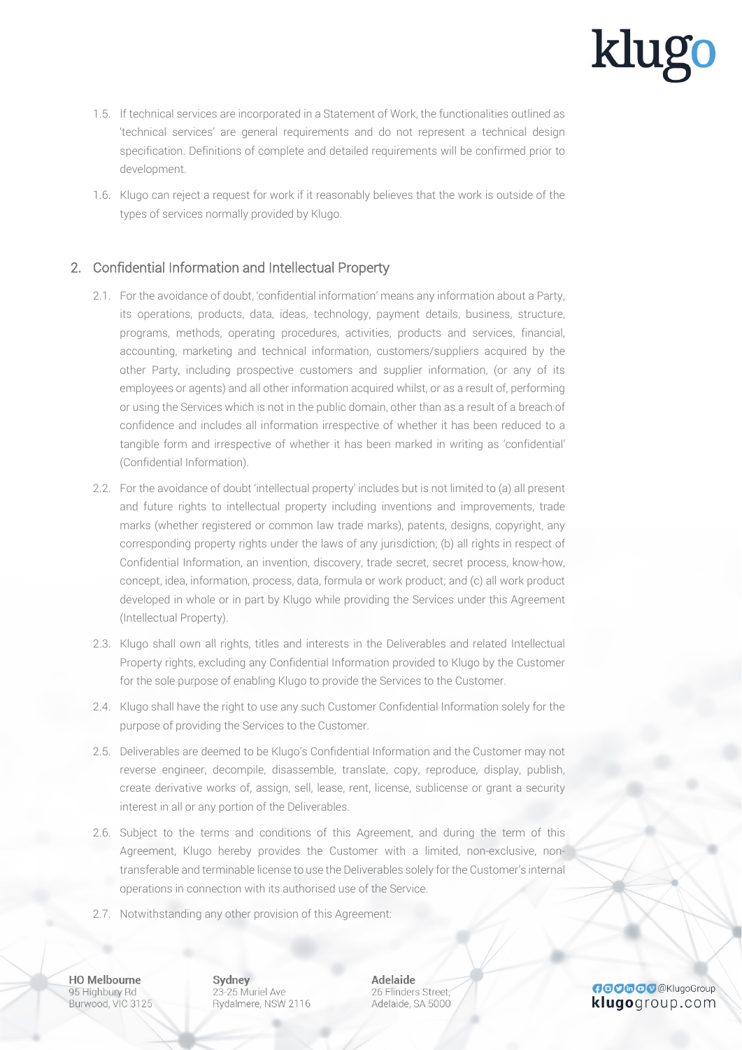1.5. If technical services are incorporated in a Statement of Work, the functionalities outlined as 'technical services' are general requirements and do not represent a technical design specification. Definitions of complete and detailed requirements will be confirmed prior to development.

1.6. Klugo can reject a request for work if it reasonably believes that the work is outside of the types of services normally provided by Klugo.

## 2. Confidential Information and Intellectual Property

2.1. For the avoidance of doubt, 'confidential information' means any information about a Party, its operations, products, data, ideas, technology, payment details, business, structure, programs, methods, operating procedures, activities, products and services, financial, accounting, marketing and technical information, customers/suppliers acquired by the other Party, including prospective customers and supplier information, (or any of its employees or agents) and all other information acquired whilst, or as a result of, performing or using the Services which is not in the public domain, other than as a result of a breach of confidence and includes all information irrespective of whether it has been reduced to a tangible form and irrespective of whether it has been marked in writing as 'confidential' (Confidential Information).

2.2. For the avoidance of doubt 'intellectual property' includes but is not limited to (a) all present and future rights to intellectual property including inventions and improvements, trade marks (whether registered or common law trade marks), patents, designs, copyright, any corresponding property rights under the laws of any jurisdiction; (b) all rights in respect of Confidential Information, an invention, discovery, trade secret, secret process, know-how, concept, idea, information, process, data, formula or work product; and (c) all work product developed in whole or in part by Klugo while providing the Services under this Agreement (Intellectual Property).

2.3. Klugo shall own all rights, titles and interests in the Deliverables and related Intellectual Property rights, excluding any Confidential Information provided to Klugo by the Customer for the sole purpose of enabling Klugo to provide the Services to the Customer.

2.4. Klugo shall have the right to use any such Customer Confidential Information solely for the purpose of providing the Services to the Customer.

2.5. Deliverables are deemed to be Klugo's Confidential Information and the Customer may not reverse engineer, decompile, disassemble, translate, copy, reproduce, display, publish, create derivative works of, assign, sell, lease, rent, license, sublicense or grant a security interest in all or any portion of the Deliverables.

2.6. Subject to the terms and conditions of this Agreement, and during the term of this Agreement, Klugo hereby provides the Customer with a limited, non-exclusive, non-transferable and terminable license to use the Deliverables solely for the Customer's internal operations in connection with its authorised use of the Service.

2.7. Notwithstanding any other provision of this Agreement: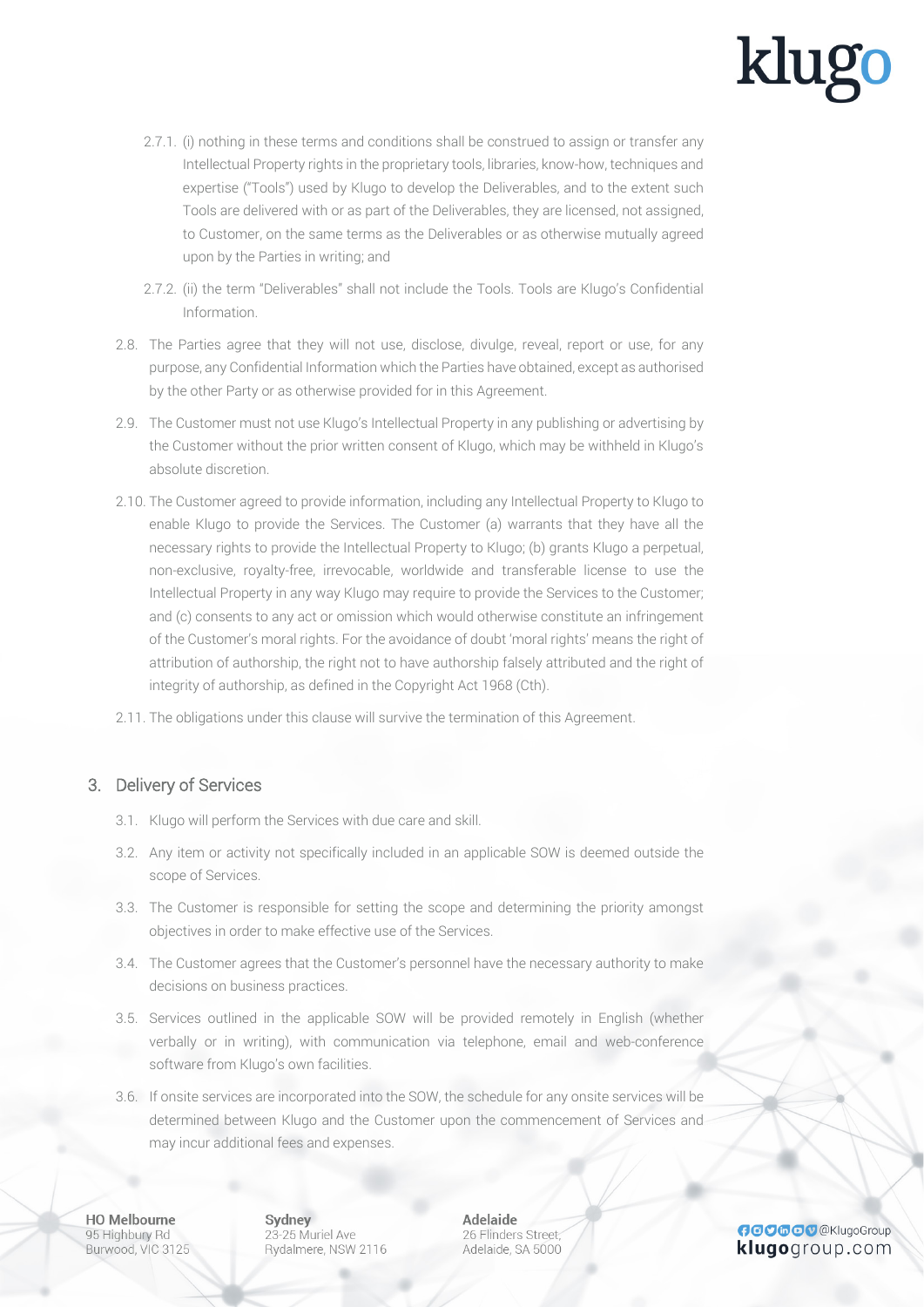2.7.1. (i) nothing in these terms and conditions shall be construed to assign or transfer any Intellectual Property rights in the proprietary tools, libraries, know-how, techniques and expertise ("Tools") used by Klugo to develop the Deliverables, and to the extent such Tools are delivered with or as part of the Deliverables, they are licensed, not assigned, to Customer, on the same terms as the Deliverables or as otherwise mutually agreed upon by the Parties in writing; and

2.7.2. (ii) the term "Deliverables" shall not include the Tools. Tools are Klugo's Confidential Information.

2.8. The Parties agree that they will not use, disclose, divulge, reveal, report or use, for any purpose, any Confidential Information which the Parties have obtained, except as authorised by the other Party or as otherwise provided for in this Agreement.

2.9. The Customer must not use Klugo's Intellectual Property in any publishing or advertising by the Customer without the prior written consent of Klugo, which may be withheld in Klugo's absolute discretion.

2.10. The Customer agreed to provide information, including any Intellectual Property to Klugo to enable Klugo to provide the Services. The Customer (a) warrants that they have all the necessary rights to provide the Intellectual Property to Klugo; (b) grants Klugo a perpetual, non-exclusive, royalty-free, irrevocable, worldwide and transferable license to use the Intellectual Property in any way Klugo may require to provide the Services to the Customer; and (c) consents to any act or omission which would otherwise constitute an infringement of the Customer's moral rights. For the avoidance of doubt 'moral rights' means the right of attribution of authorship, the right not to have authorship falsely attributed and the right of integrity of authorship, as defined in the Copyright Act 1968 (Cth).

2.11. The obligations under this clause will survive the termination of this Agreement.

## 3. Delivery of Services

3.1. Klugo will perform the Services with due care and skill.

3.2. Any item or activity not specifically included in an applicable SOW is deemed outside the scope of Services.

3.3. The Customer is responsible for setting the scope and determining the priority amongst objectives in order to make effective use of the Services.

3.4. The Customer agrees that the Customer's personnel have the necessary authority to make decisions on business practices.

3.5. Services outlined in the applicable SOW will be provided remotely in English (whether verbally or in writing), with communication via telephone, email and web-conference software from Klugo's own facilities.

3.6. If onsite services are incorporated into the SOW, the schedule for any onsite services will be determined between Klugo and the Customer upon the commencement of Services and may incur additional fees and expenses.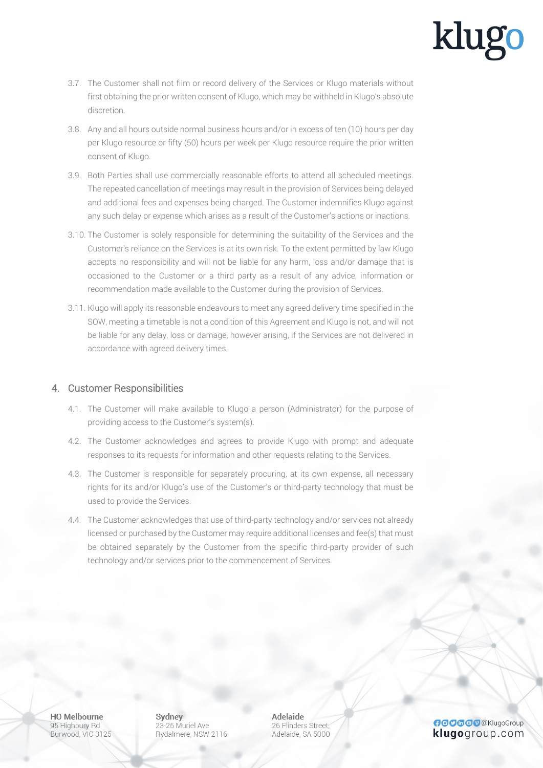3.7. The Customer shall not film or record delivery of the Services or Klugo materials without first obtaining the prior written consent of Klugo, which may be withheld in Klugo's absolute discretion.

3.8. Any and all hours outside normal business hours and/or in excess of ten (10) hours per day per Klugo resource or fifty (50) hours per week per Klugo resource require the prior written consent of Klugo.

3.9. Both Parties shall use commercially reasonable efforts to attend all scheduled meetings. The repeated cancellation of meetings may result in the provision of Services being delayed and additional fees and expenses being charged. The Customer indemnifies Klugo against any such delay or expense which arises as a result of the Customer's actions or inactions.

3.10. The Customer is solely responsible for determining the suitability of the Services and the Customer's reliance on the Services is at its own risk. To the extent permitted by law Klugo accepts no responsibility and will not be liable for any harm, loss and/or damage that is occasioned to the Customer or a third party as a result of any advice, information or recommendation made available to the Customer during the provision of Services.

3.11. Klugo will apply its reasonable endeavours to meet any agreed delivery time specified in the SOW, meeting a timetable is not a condition of this Agreement and Klugo is not, and will not be liable for any delay, loss or damage, however arising, if the Services are not delivered in accordance with agreed delivery times.

## 4. Customer Responsibilities

4.1. The Customer will make available to Klugo a person (Administrator) for the purpose of providing access to the Customer's system(s).

4.2. The Customer acknowledges and agrees to provide Klugo with prompt and adequate responses to its requests for information and other requests relating to the Services.

4.3. The Customer is responsible for separately procuring, at its own expense, all necessary rights for its and/or Klugo's use of the Customer's or third-party technology that must be used to provide the Services.

4.4. The Customer acknowledges that use of third-party technology and/or services not already licensed or purchased by the Customer may require additional licenses and fee(s) that must be obtained separately by the Customer from the specific third-party provider of such technology and/or services prior to the commencement of Services.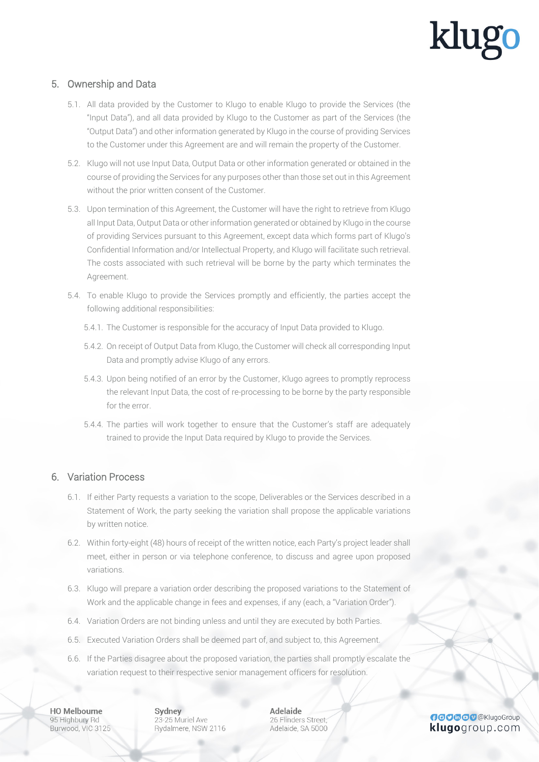## 5. Ownership and Data

5.1. All data provided by the Customer to Klugo to enable Klugo to provide the Services (the "Input Data"), and all data provided by Klugo to the Customer as part of the Services (the "Output Data") and other information generated by Klugo in the course of providing Services to the Customer under this Agreement are and will remain the property of the Customer.

5.2. Klugo will not use Input Data, Output Data or other information generated or obtained in the course of providing the Services for any purposes other than those set out in this Agreement without the prior written consent of the Customer.

5.3. Upon termination of this Agreement, the Customer will have the right to retrieve from Klugo all Input Data, Output Data or other information generated or obtained by Klugo in the course of providing Services pursuant to this Agreement, except data which forms part of Klugo's Confidential Information and/or Intellectual Property, and Klugo will facilitate such retrieval. The costs associated with such retrieval will be borne by the party which terminates the Agreement.

5.4. To enable Klugo to provide the Services promptly and efficiently, the parties accept the following additional responsibilities:

5.4.1. The Customer is responsible for the accuracy of Input Data provided to Klugo.

5.4.2. On receipt of Output Data from Klugo, the Customer will check all corresponding Input Data and promptly advise Klugo of any errors.

5.4.3. Upon being notified of an error by the Customer, Klugo agrees to promptly reprocess the relevant Input Data, the cost of re-processing to be borne by the party responsible for the error.

5.4.4. The parties will work together to ensure that the Customer's staff are adequately trained to provide the Input Data required by Klugo to provide the Services.

## 6. Variation Process

6.1. If either Party requests a variation to the scope, Deliverables or the Services described in a Statement of Work, the party seeking the variation shall propose the applicable variations by written notice.

6.2. Within forty-eight (48) hours of receipt of the written notice, each Party's project leader shall meet, either in person or via telephone conference, to discuss and agree upon proposed variations.

6.3. Klugo will prepare a variation order describing the proposed variations to the Statement of Work and the applicable change in fees and expenses, if any (each, a "Variation Order").

6.4. Variation Orders are not binding unless and until they are executed by both Parties.

6.5. Executed Variation Orders shall be deemed part of, and subject to, this Agreement.

6.6. If the Parties disagree about the proposed variation, the parties shall promptly escalate the variation request to their respective senior management officers for resolution.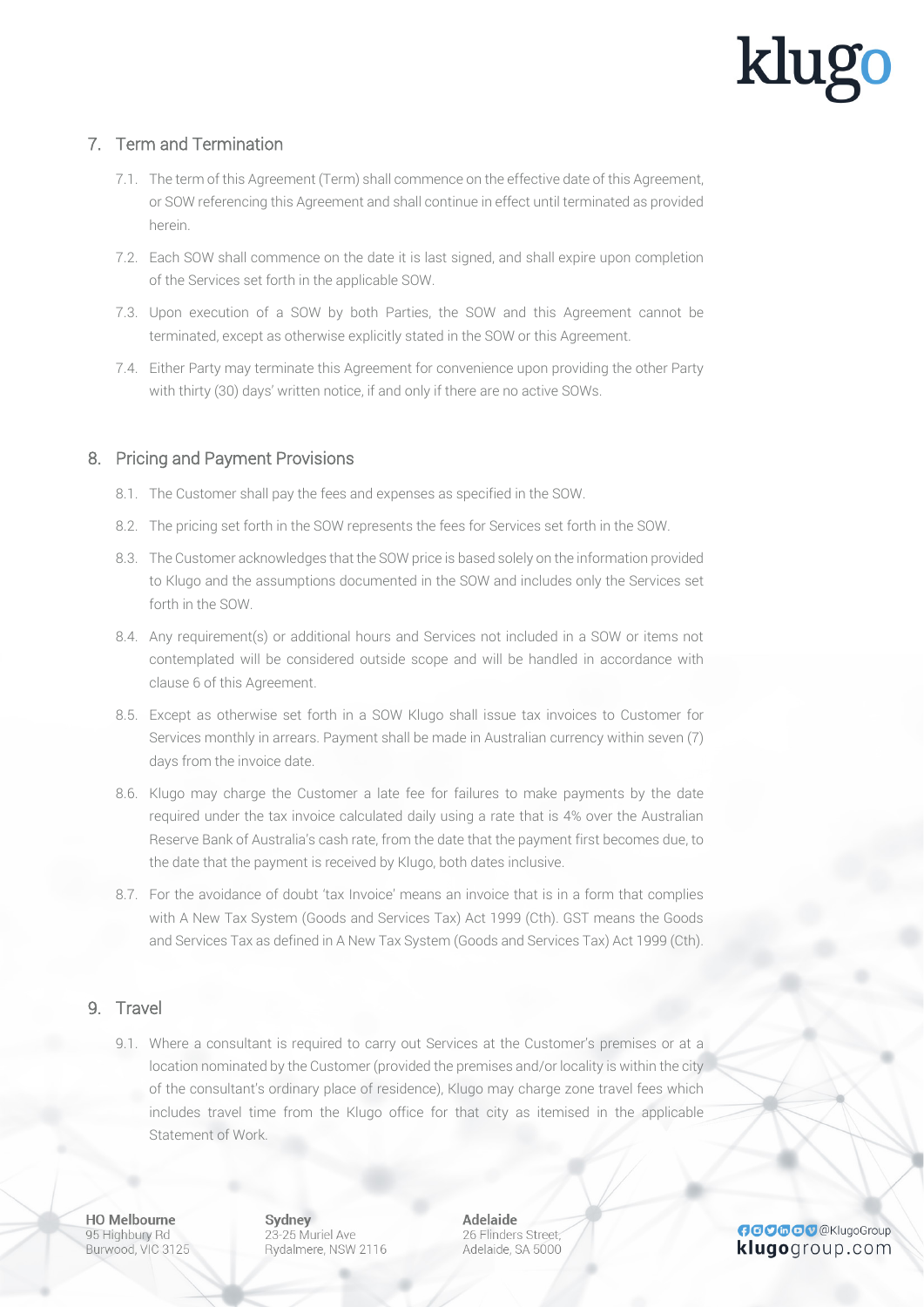## 7. Term and Termination

7.1. The term of this Agreement (Term) shall commence on the effective date of this Agreement, or SOW referencing this Agreement and shall continue in effect until terminated as provided herein.

7.2. Each SOW shall commence on the date it is last signed, and shall expire upon completion of the Services set forth in the applicable SOW.

7.3. Upon execution of a SOW by both Parties, the SOW and this Agreement cannot be terminated, except as otherwise explicitly stated in the SOW or this Agreement.

7.4. Either Party may terminate this Agreement for convenience upon providing the other Party with thirty (30) days' written notice, if and only if there are no active SOWs.

## 8. Pricing and Payment Provisions

8.1. The Customer shall pay the fees and expenses as specified in the SOW.

8.2. The pricing set forth in the SOW represents the fees for Services set forth in the SOW.

8.3. The Customer acknowledges that the SOW price is based solely on the information provided to Klugo and the assumptions documented in the SOW and includes only the Services set forth in the SOW.

8.4. Any requirement(s) or additional hours and Services not included in a SOW or items not contemplated will be considered outside scope and will be handled in accordance with clause 6 of this Agreement.

8.5. Except as otherwise set forth in a SOW Klugo shall issue tax invoices to Customer for Services monthly in arrears. Payment shall be made in Australian currency within seven (7) days from the invoice date.

8.6. Klugo may charge the Customer a late fee for failures to make payments by the date required under the tax invoice calculated daily using a rate that is 4% over the Australian Reserve Bank of Australia's cash rate, from the date that the payment first becomes due, to the date that the payment is received by Klugo, both dates inclusive.

8.7. For the avoidance of doubt 'tax Invoice' means an invoice that is in a form that complies with A New Tax System (Goods and Services Tax) Act 1999 (Cth). GST means the Goods and Services Tax as defined in A New Tax System (Goods and Services Tax) Act 1999 (Cth).

## 9. Travel

9.1. Where a consultant is required to carry out Services at the Customer's premises or at a location nominated by the Customer (provided the premises and/or locality is within the city of the consultant's ordinary place of residence), Klugo may charge zone travel fees which includes travel time from the Klugo office for that city as itemised in the applicable Statement of Work.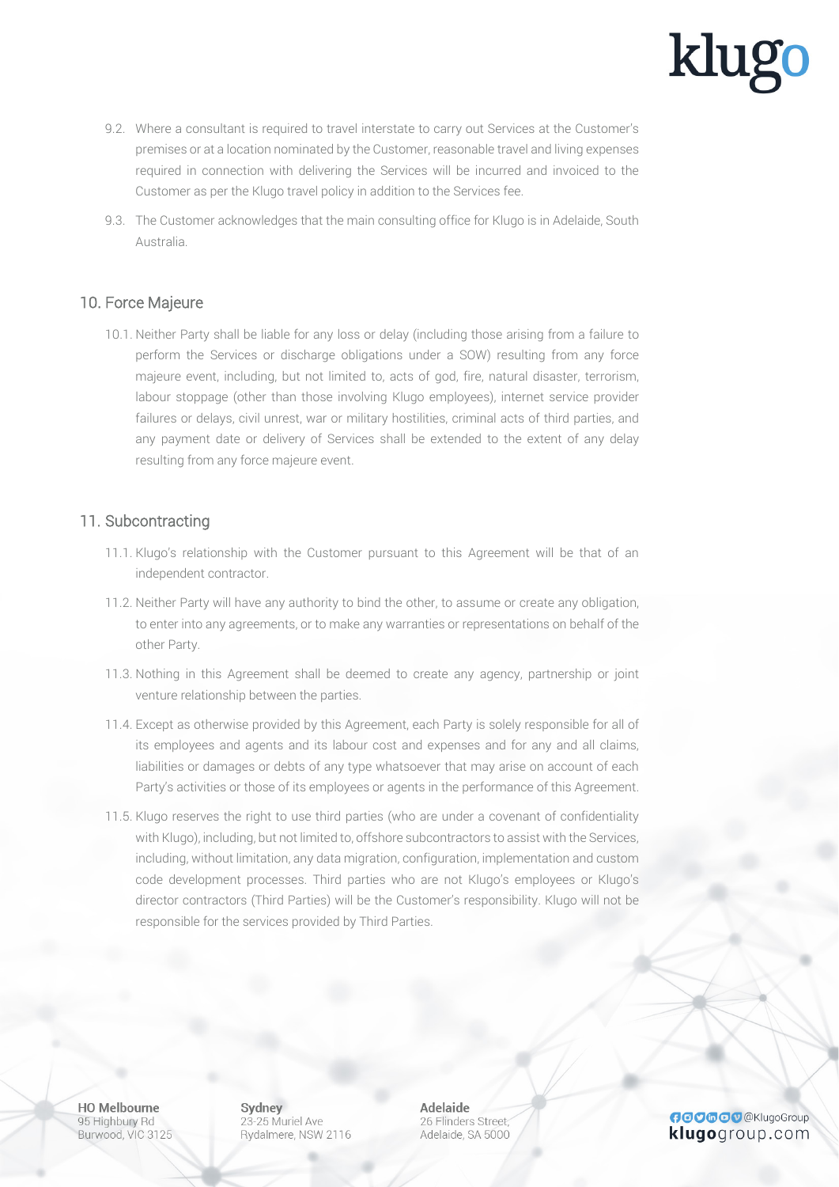9.2. Where a consultant is required to travel interstate to carry out Services at the Customer's premises or at a location nominated by the Customer, reasonable travel and living expenses required in connection with delivering the Services will be incurred and invoiced to the Customer as per the Klugo travel policy in addition to the Services fee.

9.3. The Customer acknowledges that the main consulting office for Klugo is in Adelaide, South Australia.

## 10. Force Majeure

10.1. Neither Party shall be liable for any loss or delay (including those arising from a failure to perform the Services or discharge obligations under a SOW) resulting from any force majeure event, including, but not limited to, acts of god, fire, natural disaster, terrorism, labour stoppage (other than those involving Klugo employees), internet service provider failures or delays, civil unrest, war or military hostilities, criminal acts of third parties, and any payment date or delivery of Services shall be extended to the extent of any delay resulting from any force majeure event.

## 11. Subcontracting

11.1. Klugo's relationship with the Customer pursuant to this Agreement will be that of an independent contractor.

11.2. Neither Party will have any authority to bind the other, to assume or create any obligation, to enter into any agreements, or to make any warranties or representations on behalf of the other Party.

11.3. Nothing in this Agreement shall be deemed to create any agency, partnership or joint venture relationship between the parties.

11.4. Except as otherwise provided by this Agreement, each Party is solely responsible for all of its employees and agents and its labour cost and expenses and for any and all claims, liabilities or damages or debts of any type whatsoever that may arise on account of each Party's activities or those of its employees or agents in the performance of this Agreement.

11.5. Klugo reserves the right to use third parties (who are under a covenant of confidentiality with Klugo), including, but not limited to, offshore subcontractors to assist with the Services, including, without limitation, any data migration, configuration, implementation and custom code development processes. Third parties who are not Klugo's employees or Klugo's director contractors (Third Parties) will be the Customer's responsibility. Klugo will not be responsible for the services provided by Third Parties.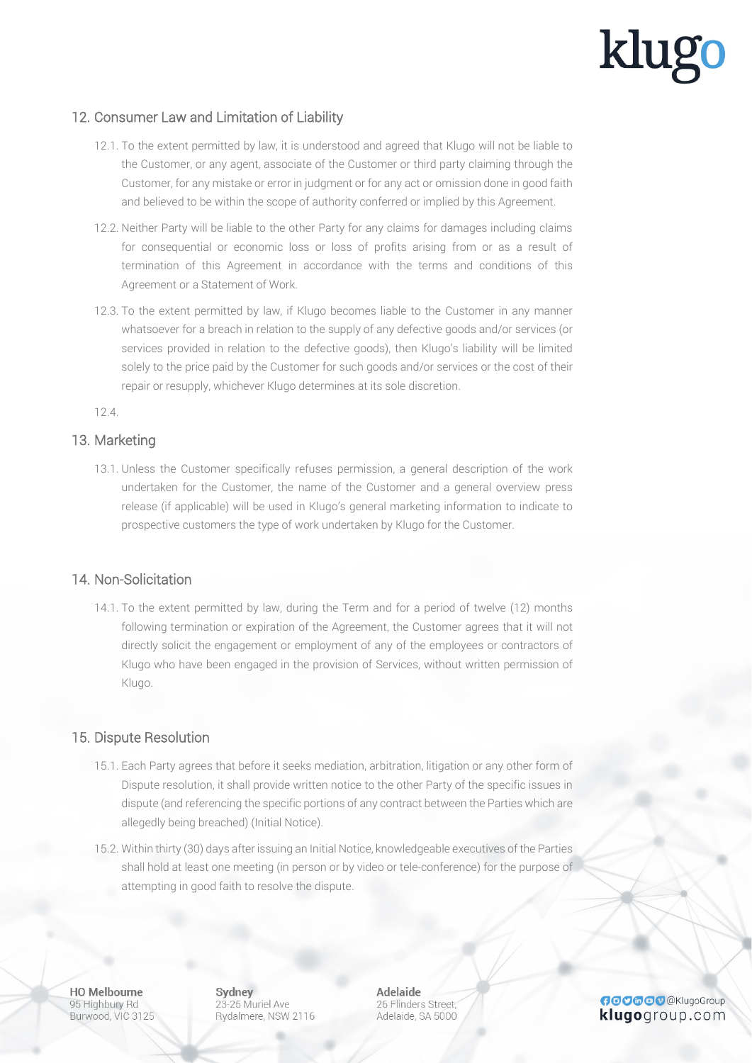## 12. Consumer Law and Limitation of Liability

12.1. To the extent permitted by law, it is understood and agreed that Klugo will not be liable to the Customer, or any agent, associate of the Customer or third party claiming through the Customer, for any mistake or error in judgment or for any act or omission done in good faith and believed to be within the scope of authority conferred or implied by this Agreement.

12.2. Neither Party will be liable to the other Party for any claims for damages including claims for consequential or economic loss or loss of profits arising from or as a result of termination of this Agreement in accordance with the terms and conditions of this Agreement or a Statement of Work.

12.3. To the extent permitted by law, if Klugo becomes liable to the Customer in any manner whatsoever for a breach in relation to the supply of any defective goods and/or services (or services provided in relation to the defective goods), then Klugo's liability will be limited solely to the price paid by the Customer for such goods and/or services or the cost of their repair or resupply, whichever Klugo determines at its sole discretion.

12.4.

## 13. Marketing

13.1. Unless the Customer specifically refuses permission, a general description of the work undertaken for the Customer, the name of the Customer and a general overview press release (if applicable) will be used in Klugo's general marketing information to indicate to prospective customers the type of work undertaken by Klugo for the Customer.

## 14. Non-Solicitation

14.1. To the extent permitted by law, during the Term and for a period of twelve (12) months following termination or expiration of the Agreement, the Customer agrees that it will not directly solicit the engagement or employment of any of the employees or contractors of Klugo who have been engaged in the provision of Services, without written permission of Klugo.

## 15. Dispute Resolution

15.1. Each Party agrees that before it seeks mediation, arbitration, litigation or any other form of Dispute resolution, it shall provide written notice to the other Party of the specific issues in dispute (and referencing the specific portions of any contract between the Parties which are allegedly being breached) (Initial Notice).

15.2. Within thirty (30) days after issuing an Initial Notice, knowledgeable executives of the Parties shall hold at least one meeting (in person or by video or tele-conference) for the purpose of attempting in good faith to resolve the dispute.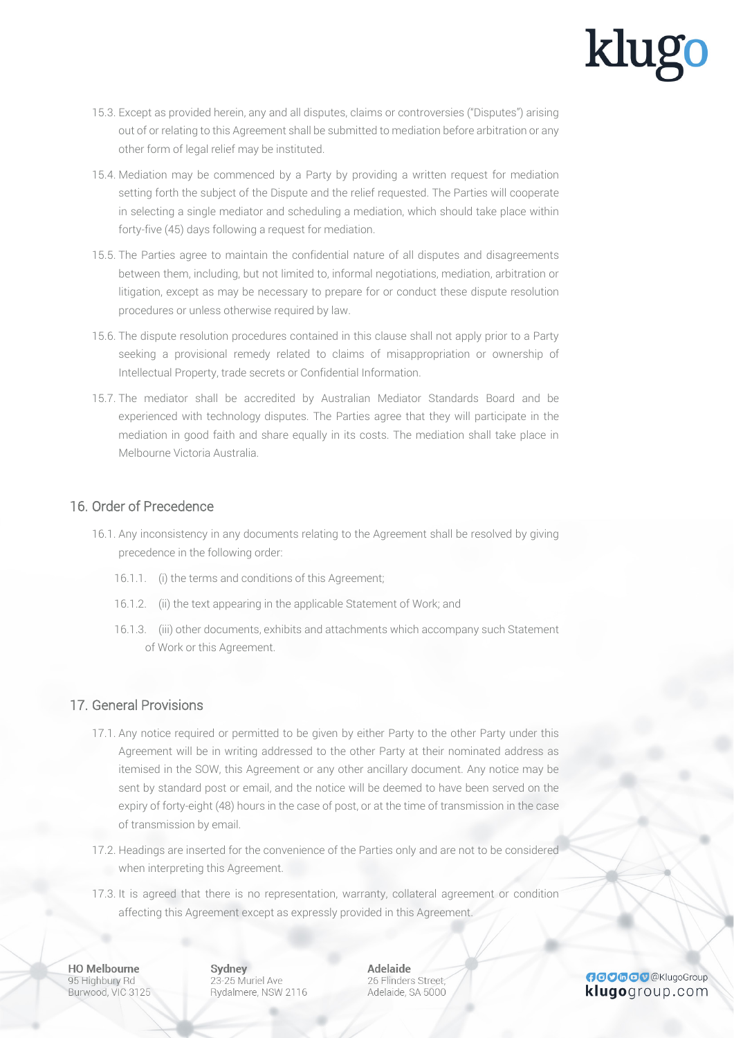15.3. Except as provided herein, any and all disputes, claims or controversies ("Disputes") arising out of or relating to this Agreement shall be submitted to mediation before arbitration or any other form of legal relief may be instituted.

15.4. Mediation may be commenced by a Party by providing a written request for mediation setting forth the subject of the Dispute and the relief requested. The Parties will cooperate in selecting a single mediator and scheduling a mediation, which should take place within forty-five (45) days following a request for mediation.

15.5. The Parties agree to maintain the confidential nature of all disputes and disagreements between them, including, but not limited to, informal negotiations, mediation, arbitration or litigation, except as may be necessary to prepare for or conduct these dispute resolution procedures or unless otherwise required by law.

15.6. The dispute resolution procedures contained in this clause shall not apply prior to a Party seeking a provisional remedy related to claims of misappropriation or ownership of Intellectual Property, trade secrets or Confidential Information.

15.7. The mediator shall be accredited by Australian Mediator Standards Board and be experienced with technology disputes. The Parties agree that they will participate in the mediation in good faith and share equally in its costs. The mediation shall take place in Melbourne Victoria Australia.

## 16. Order of Precedence

16.1. Any inconsistency in any documents relating to the Agreement shall be resolved by giving precedence in the following order:

16.1.1. (i) the terms and conditions of this Agreement;

16.1.2. (ii) the text appearing in the applicable Statement of Work; and

16.1.3. (iii) other documents, exhibits and attachments which accompany such Statement of Work or this Agreement.

## 17. General Provisions

17.1. Any notice required or permitted to be given by either Party to the other Party under this Agreement will be in writing addressed to the other Party at their nominated address as itemised in the SOW, this Agreement or any other ancillary document. Any notice may be sent by standard post or email, and the notice will be deemed to have been served on the expiry of forty-eight (48) hours in the case of post, or at the time of transmission in the case of transmission by email.

17.2. Headings are inserted for the convenience of the Parties only and are not to be considered when interpreting this Agreement.

17.3. It is agreed that there is no representation, warranty, collateral agreement or condition affecting this Agreement except as expressly provided in this Agreement.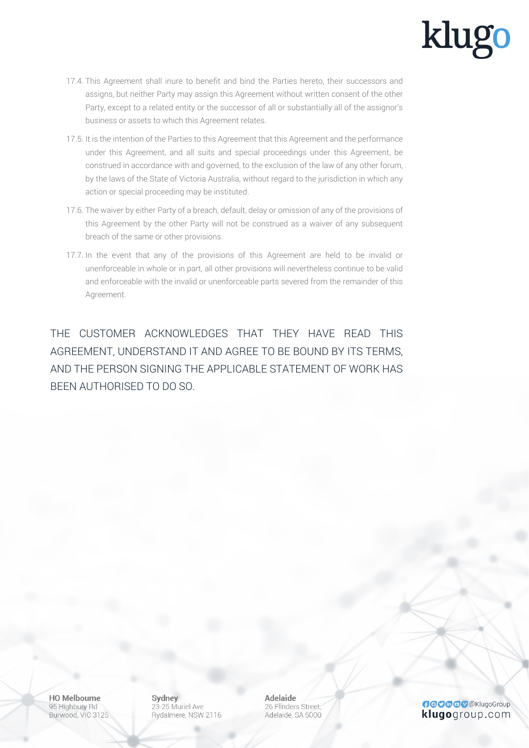17.4. This Agreement shall inure to benefit and bind the Parties hereto, their successors and assigns, but neither Party may assign this Agreement without written consent of the other Party, except to a related entity or the successor of all or substantially all of the assignor's business or assets to which this Agreement relates.

17.5. It is the intention of the Parties to this Agreement that this Agreement and the performance under this Agreement, and all suits and special proceedings under this Agreement, be construed in accordance with and governed, to the exclusion of the law of any other forum, by the laws of the State of Victoria Australia, without regard to the jurisdiction in which any action or special proceeding may be instituted.

17.6. The waiver by either Party of a breach, default, delay or omission of any of the provisions of this Agreement by the other Party will not be construed as a waiver of any subsequent breach of the same or other provisions.

17.7. In the event that any of the provisions of this Agreement are held to be invalid or unenforceable in whole or in part, all other provisions will nevertheless continue to be valid and enforceable with the invalid or unenforceable parts severed from the remainder of this Agreement.

THE CUSTOMER ACKNOWLEDGES THAT THEY HAVE READ THIS AGREEMENT, UNDERSTAND IT AND AGREE TO BE BOUND BY ITS TERMS, AND THE PERSON SIGNING THE APPLICABLE STATEMENT OF WORK HAS BEEN AUTHORISED TO DO SO.